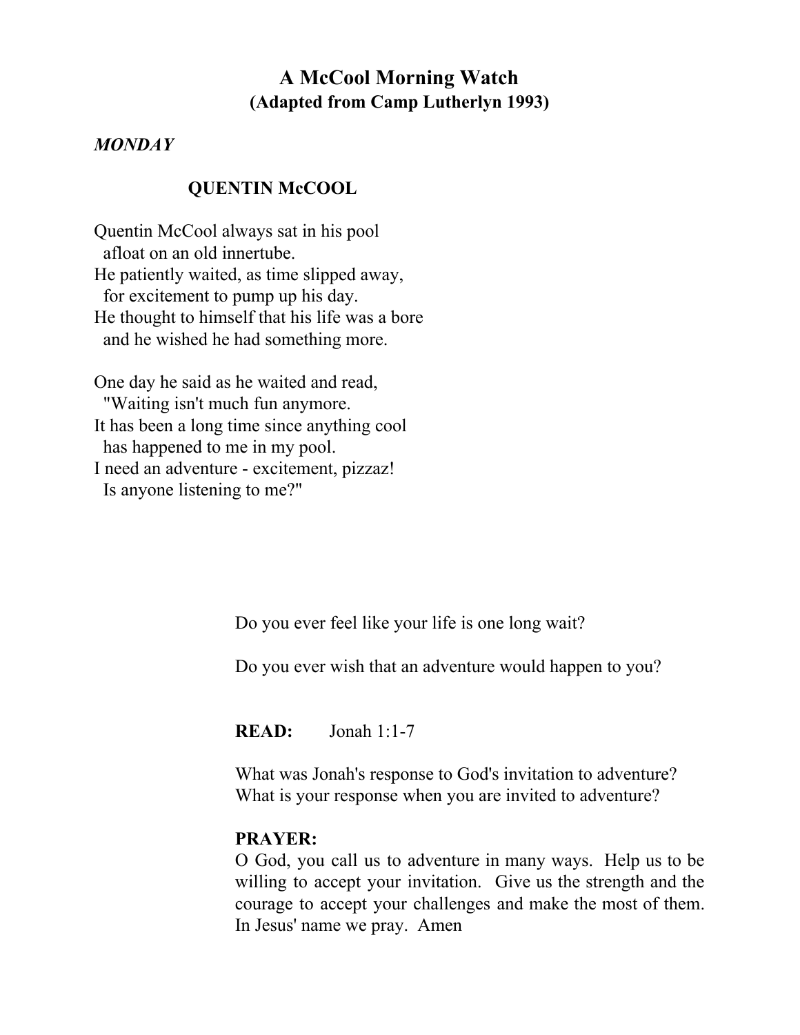# A McCool Morning Watch
## (Adapted from Camp Lutherlyn 1993)

*MONDAY*

### QUENTIN McCOOL

Quentin McCool always sat in his pool  
afloat on an old innertube.  
He patiently waited, as time slipped away,  
for excitement to pump up his day.  
He thought to himself that his life was a bore  
and he wished he had something more.

One day he said as he waited and read,  
"Waiting isn't much fun anymore.  
It has been a long time since anything cool  
has happened to me in my pool.  
I need an adventure - excitement, pizzaz!  
Is anyone listening to me?"

Do you ever feel like your life is one long wait?

Do you ever wish that an adventure would happen to you?

**READ:** Jonah 1:1-7

What was Jonah's response to God's invitation to adventure?  
What is your response when you are invited to adventure?

**PRAYER:**  
O God, you call us to adventure in many ways. Help us to be willing to accept your invitation. Give us the strength and the courage to accept your challenges and make the most of them. In Jesus' name we pray. Amen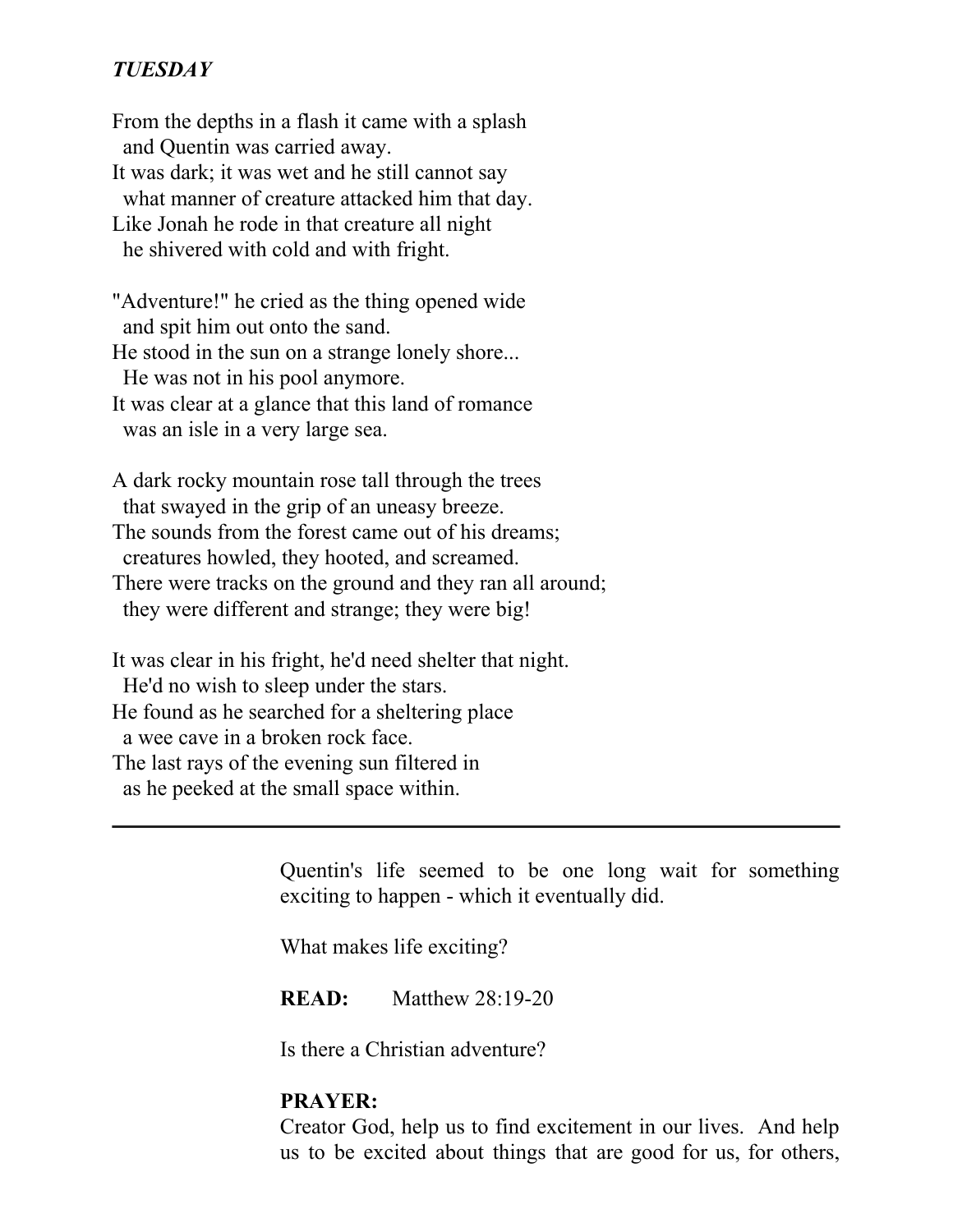*TUESDAY*

From the depths in a flash it came with a splash  
  and Quentin was carried away.  
It was dark; it was wet and he still cannot say  
  what manner of creature attacked him that day.  
Like Jonah he rode in that creature all night  
  he shivered with cold and with fright.

"Adventure!" he cried as the thing opened wide  
  and spit him out onto the sand.  
He stood in the sun on a strange lonely shore...  
  He was not in his pool anymore.  
It was clear at a glance that this land of romance  
  was an isle in a very large sea.

A dark rocky mountain rose tall through the trees  
  that swayed in the grip of an uneasy breeze.  
The sounds from the forest came out of his dreams;  
  creatures howled, they hooted, and screamed.  
There were tracks on the ground and they ran all around;  
  they were different and strange; they were big!

It was clear in his fright, he'd need shelter that night.  
  He'd no wish to sleep under the stars.  
He found as he searched for a sheltering place  
  a wee cave in a broken rock face.  
The last rays of the evening sun filtered in  
  as he peeked at the small space within.

---

Quentin's life seemed to be one long wait for something exciting to happen - which it eventually did.

What makes life exciting?

**READ:** Matthew 28:19-20

Is there a Christian adventure?

**PRAYER:**  
Creator God, help us to find excitement in our lives. And help us to be excited about things that are good for us, for others,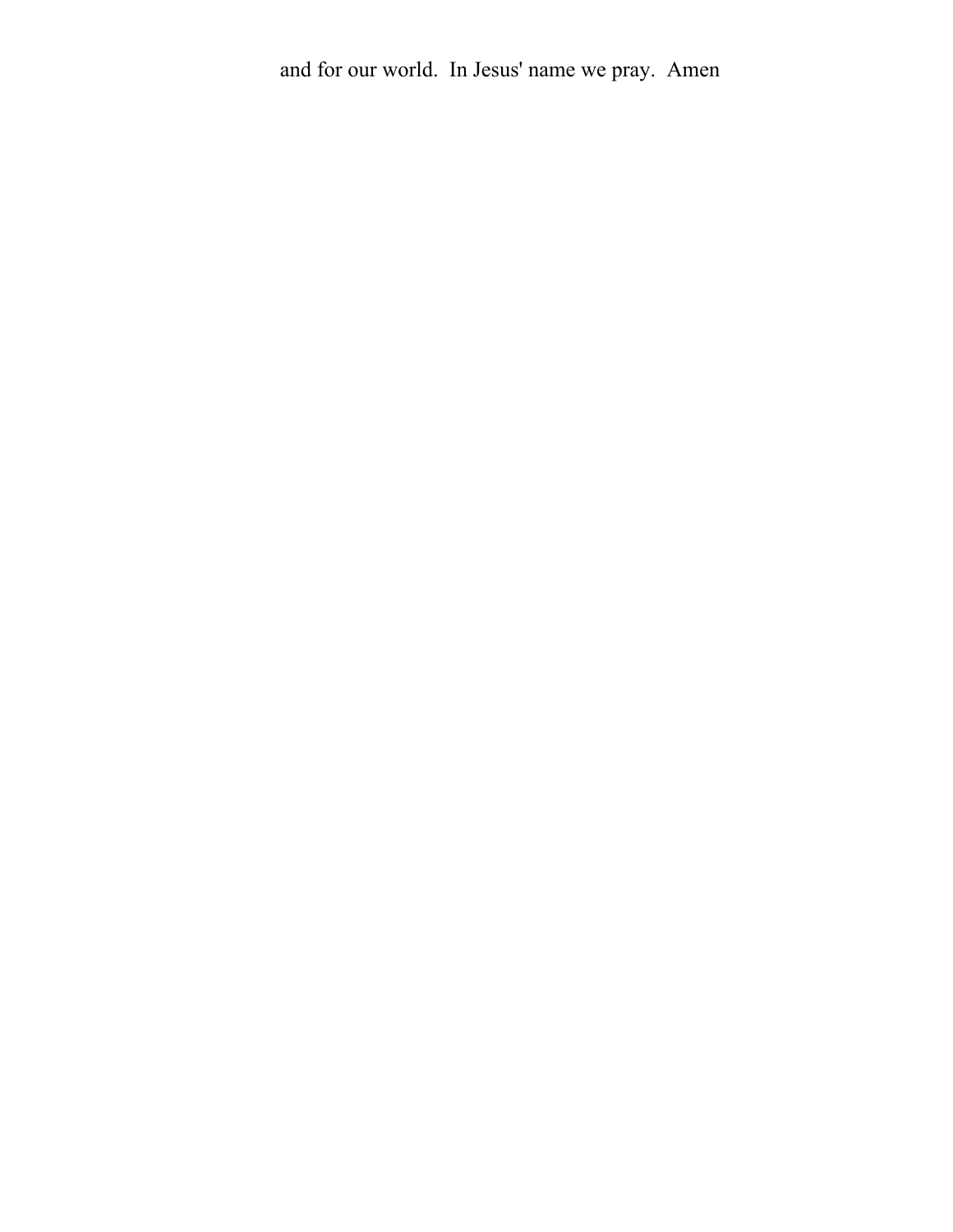and for our world.  In Jesus' name we pray.  Amen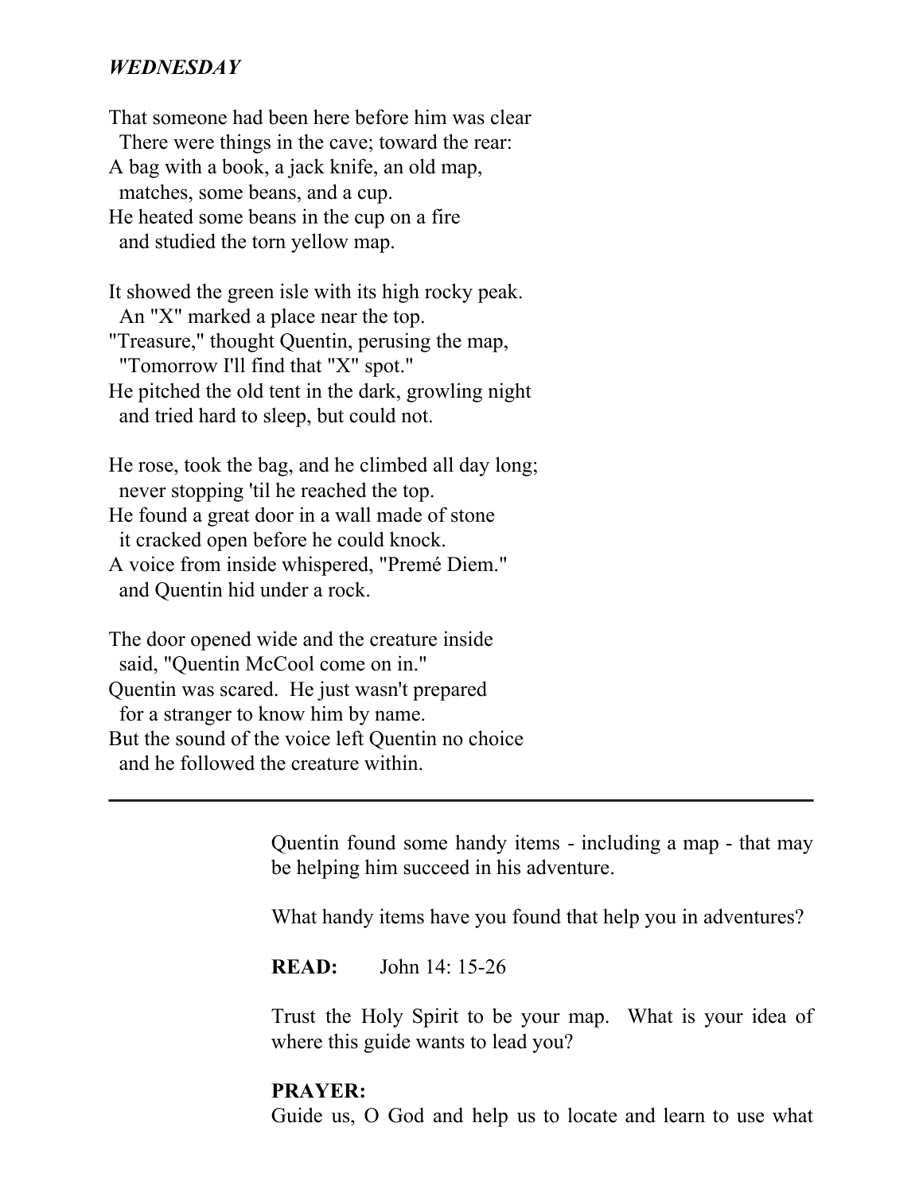***WEDNESDAY***

That someone had been here before him was clear
  There were things in the cave; toward the rear:
A bag with a book, a jack knife, an old map,
  matches, some beans, and a cup.
He heated some beans in the cup on a fire
  and studied the torn yellow map.

It showed the green isle with its high rocky peak.
  An "X" marked a place near the top.
"Treasure," thought Quentin, perusing the map,
  "Tomorrow I'll find that "X" spot."
He pitched the old tent in the dark, growling night
  and tried hard to sleep, but could not.

He rose, took the bag, and he climbed all day long;
  never stopping 'til he reached the top.
He found a great door in a wall made of stone
  it cracked open before he could knock.
A voice from inside whispered, "Premé Diem."
  and Quentin hid under a rock.

The door opened wide and the creature inside
  said, "Quentin McCool come on in."
Quentin was scared.  He just wasn't prepared
  for a stranger to know him by name.
But the sound of the voice left Quentin no choice
  and he followed the creature within.

---

Quentin found some handy items - including a map - that may be helping him succeed in his adventure.

What handy items have you found that help you in adventures?

**READ:** John 14: 15-26

Trust the Holy Spirit to be your map.  What is your idea of where this guide wants to lead you?

**PRAYER:**
Guide us, O God and help us to locate and learn to use what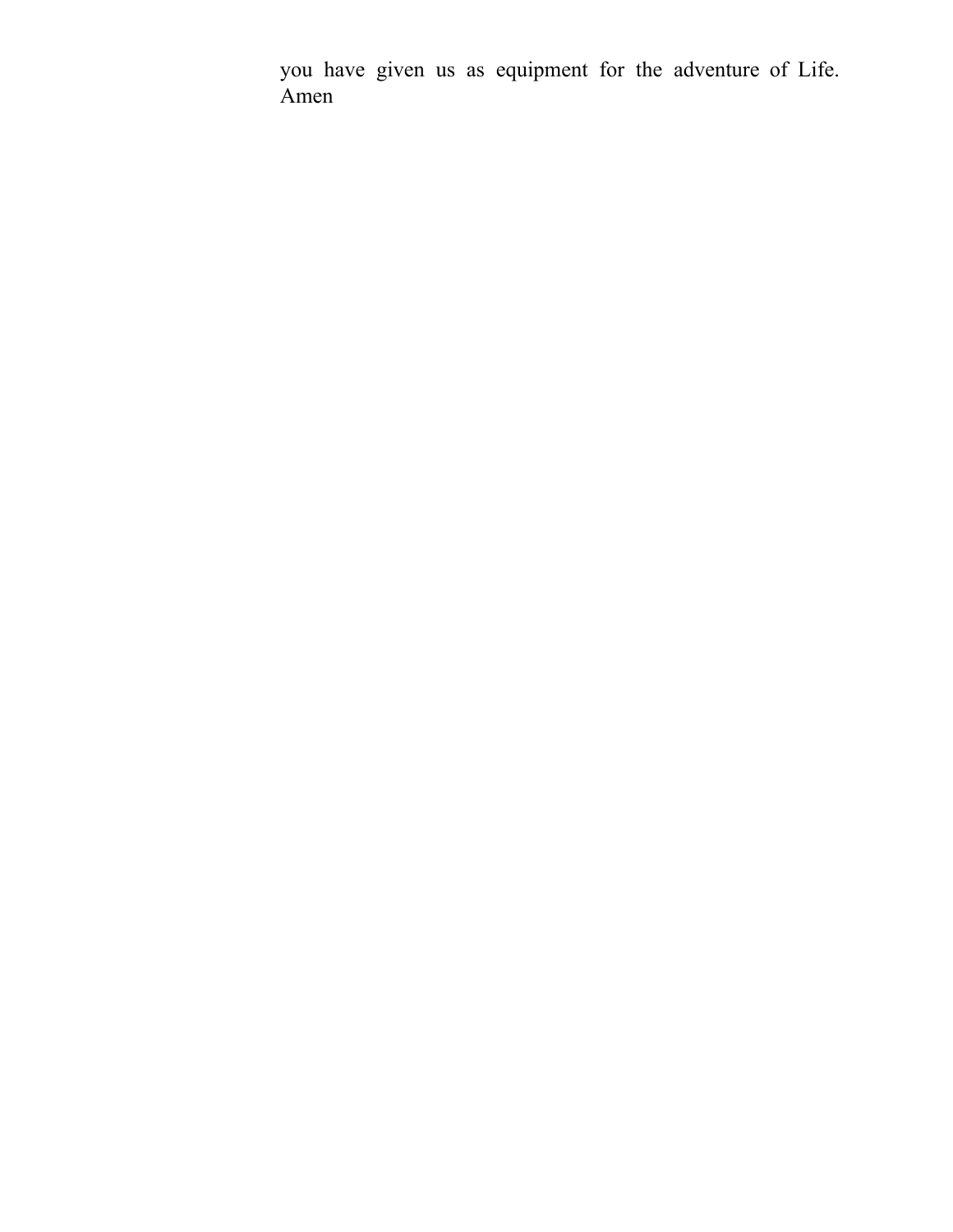you have given us as equipment for the adventure of Life. Amen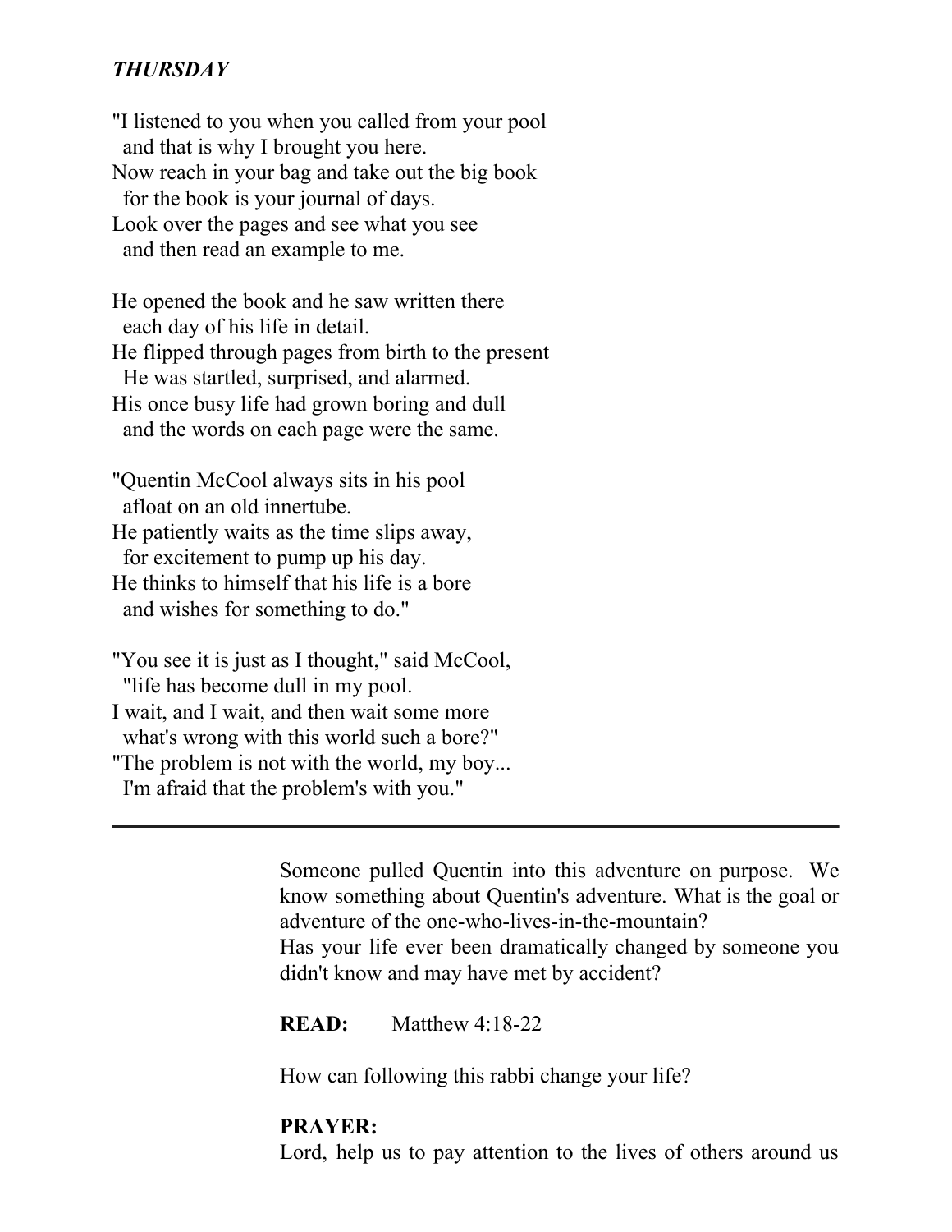***THURSDAY***

"I listened to you when you called from your pool
  and that is why I brought you here.
Now reach in your bag and take out the big book
  for the book is your journal of days.
Look over the pages and see what you see
  and then read an example to me.

He opened the book and he saw written there
  each day of his life in detail.
He flipped through pages from birth to the present
  He was startled, surprised, and alarmed.
His once busy life had grown boring and dull
  and the words on each page were the same.

"Quentin McCool always sits in his pool
  afloat on an old innertube.
He patiently waits as the time slips away,
  for excitement to pump up his day.
He thinks to himself that his life is a bore
  and wishes for something to do."

"You see it is just as I thought," said McCool,
  "life has become dull in my pool.
I wait, and I wait, and then wait some more
  what's wrong with this world such a bore?"
"The problem is not with the world, my boy...
  I'm afraid that the problem's with you."

---

Someone pulled Quentin into this adventure on purpose. We know something about Quentin's adventure. What is the goal or adventure of the one-who-lives-in-the-mountain?
Has your life ever been dramatically changed by someone you didn't know and may have met by accident?

**READ:** Matthew 4:18-22

How can following this rabbi change your life?

**PRAYER:**
Lord, help us to pay attention to the lives of others around us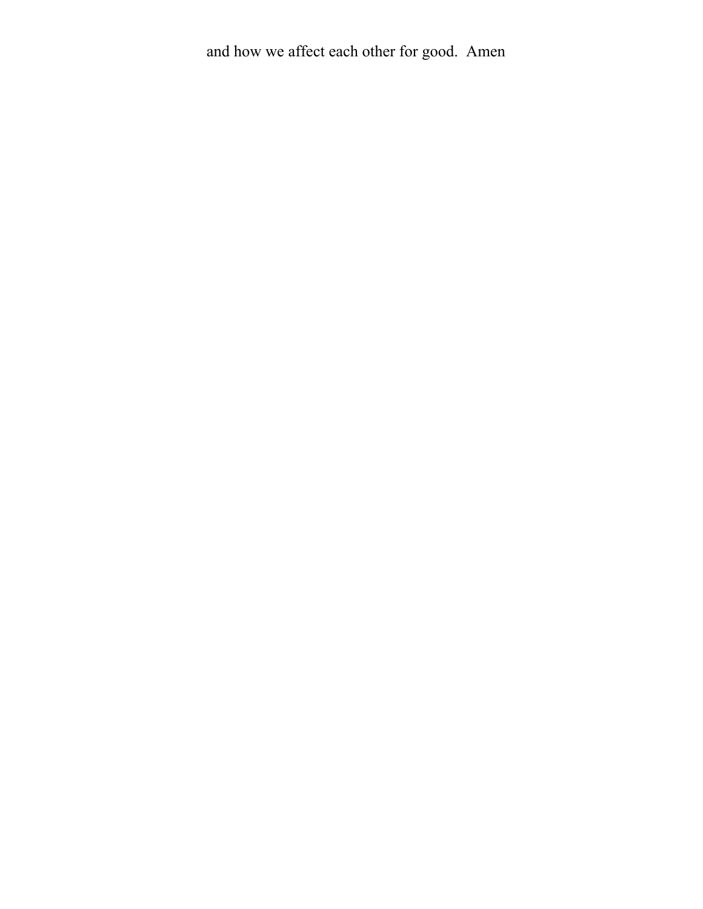and how we affect each other for good.  Amen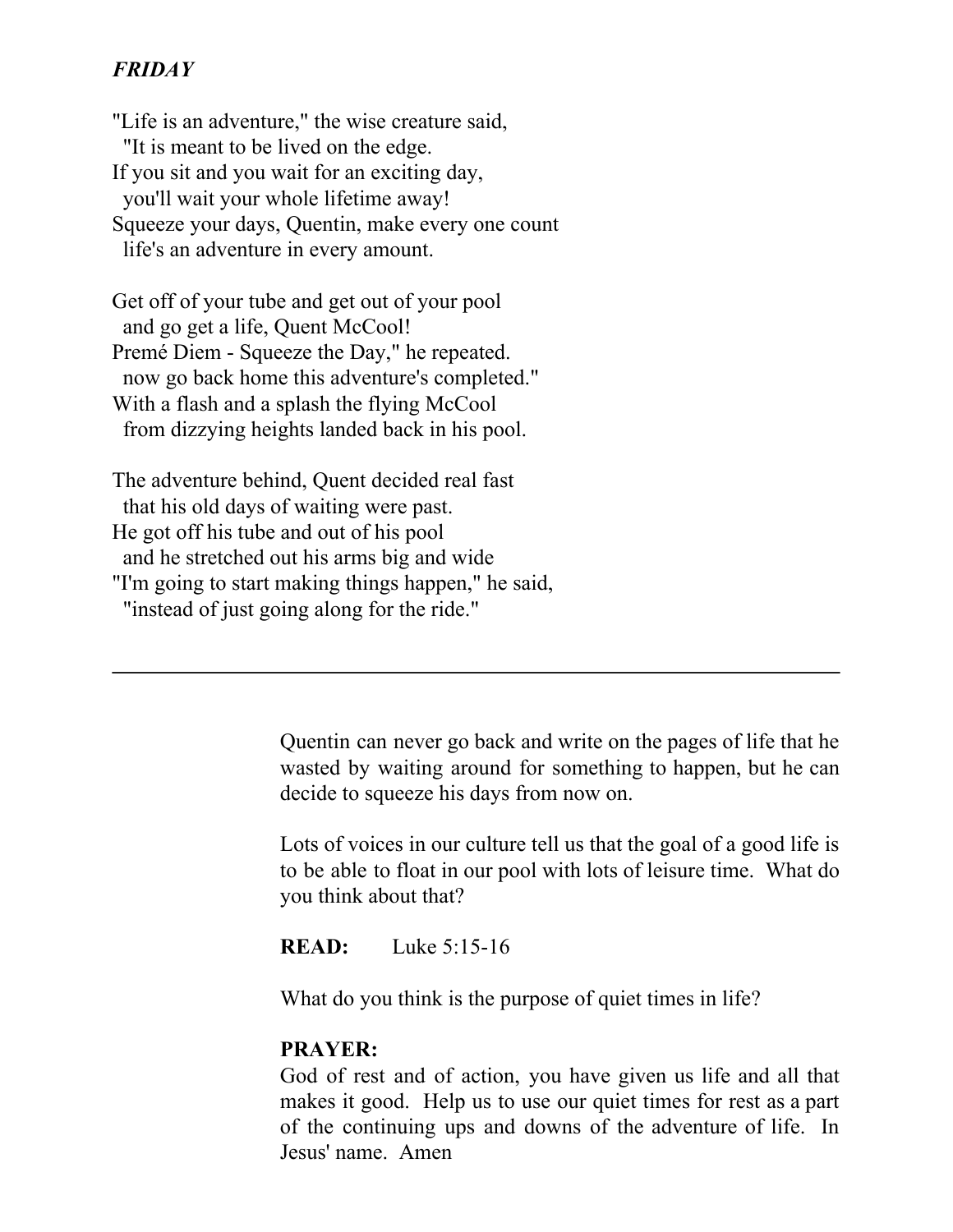*FRIDAY*

"Life is an adventure," the wise creature said,
"It is meant to be lived on the edge.
If you sit and you wait for an exciting day,
you'll wait your whole lifetime away!
Squeeze your days, Quentin, make every one count
life's an adventure in every amount.

Get off of your tube and get out of your pool
and go get a life, Quent McCool!
Premé Diem - Squeeze the Day," he repeated.
now go back home this adventure's completed."
With a flash and a splash the flying McCool
from dizzying heights landed back in his pool.

The adventure behind, Quent decided real fast
that his old days of waiting were past.
He got off his tube and out of his pool
and he stretched out his arms big and wide
"I'm going to start making things happen," he said,
"instead of just going along for the ride."

---

Quentin can never go back and write on the pages of life that he wasted by waiting around for something to happen, but he can decide to squeeze his days from now on.

Lots of voices in our culture tell us that the goal of a good life is to be able to float in our pool with lots of leisure time. What do you think about that?

**READ:** Luke 5:15-16

What do you think is the purpose of quiet times in life?

**PRAYER:**
God of rest and of action, you have given us life and all that makes it good. Help us to use our quiet times for rest as a part of the continuing ups and downs of the adventure of life. In Jesus' name. Amen